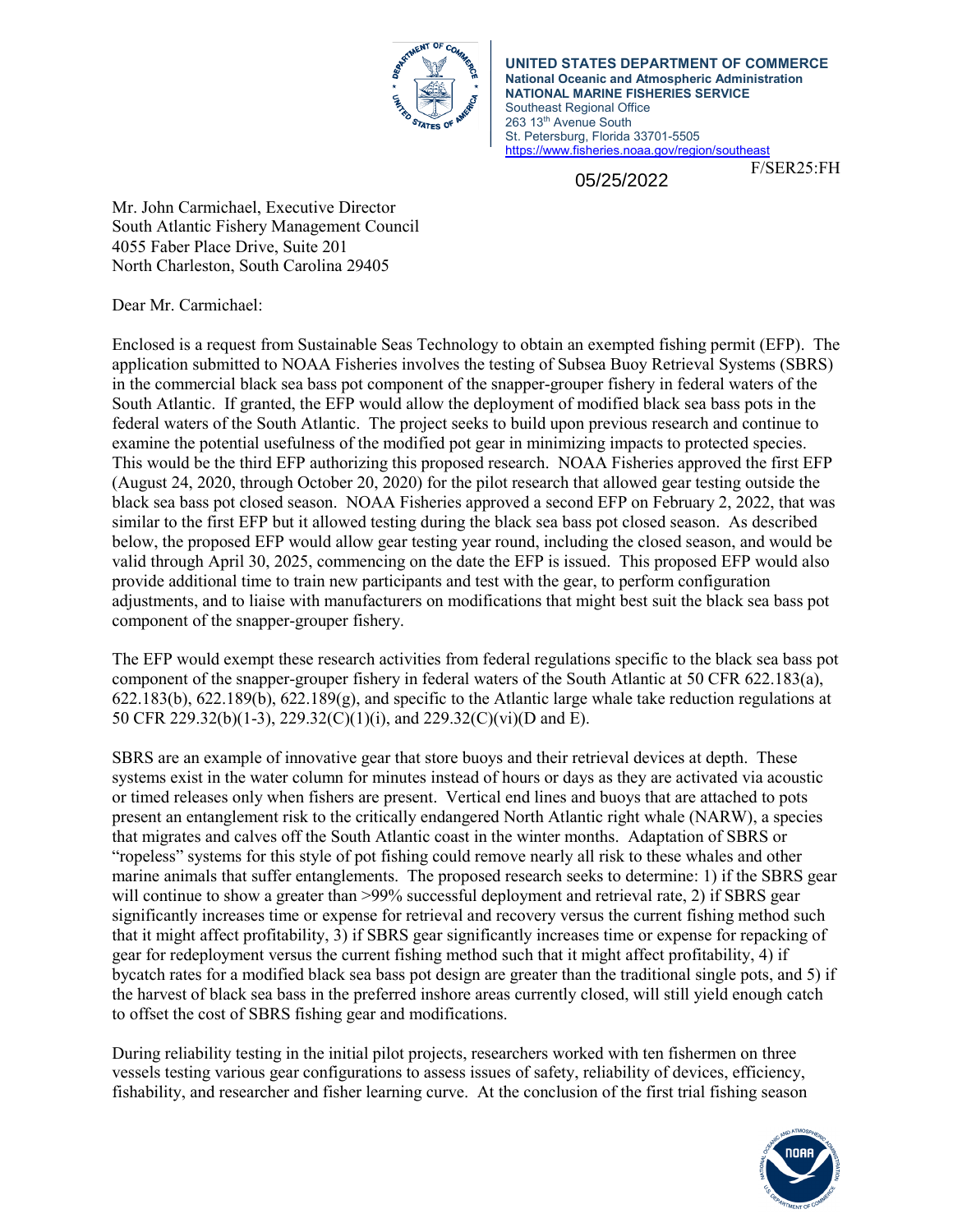**UNITED STATES DEPARTMENT OF COMMERCE**
**National Oceanic and Atmospheric Administration**
**NATIONAL MARINE FISHERIES SERVICE**
Southeast Regional Office
263 13th Avenue South
St. Petersburg, Florida 33701-5505
https://www.fisheries.noaa.gov/region/southeast

05/25/2022

F/SER25:FH

Mr. John Carmichael, Executive Director
South Atlantic Fishery Management Council
4055 Faber Place Drive, Suite 201
North Charleston, South Carolina 29405

Dear Mr. Carmichael:

Enclosed is a request from Sustainable Seas Technology to obtain an exempted fishing permit (EFP). The application submitted to NOAA Fisheries involves the testing of Subsea Buoy Retrieval Systems (SBRS) in the commercial black sea bass pot component of the snapper-grouper fishery in federal waters of the South Atlantic. If granted, the EFP would allow the deployment of modified black sea bass pots in the federal waters of the South Atlantic. The project seeks to build upon previous research and continue to examine the potential usefulness of the modified pot gear in minimizing impacts to protected species. This would be the third EFP authorizing this proposed research. NOAA Fisheries approved the first EFP (August 24, 2020, through October 20, 2020) for the pilot research that allowed gear testing outside the black sea bass pot closed season. NOAA Fisheries approved a second EFP on February 2, 2022, that was similar to the first EFP but it allowed testing during the black sea bass pot closed season. As described below, the proposed EFP would allow gear testing year round, including the closed season, and would be valid through April 30, 2025, commencing on the date the EFP is issued. This proposed EFP would also provide additional time to train new participants and test with the gear, to perform configuration adjustments, and to liaise with manufacturers on modifications that might best suit the black sea bass pot component of the snapper-grouper fishery.

The EFP would exempt these research activities from federal regulations specific to the black sea bass pot component of the snapper-grouper fishery in federal waters of the South Atlantic at 50 CFR 622.183(a), 622.183(b), 622.189(b), 622.189(g), and specific to the Atlantic large whale take reduction regulations at 50 CFR 229.32(b)(1-3), 229.32(C)(1)(i), and 229.32(C)(vi)(D and E).

SBRS are an example of innovative gear that store buoys and their retrieval devices at depth. These systems exist in the water column for minutes instead of hours or days as they are activated via acoustic or timed releases only when fishers are present. Vertical end lines and buoys that are attached to pots present an entanglement risk to the critically endangered North Atlantic right whale (NARW), a species that migrates and calves off the South Atlantic coast in the winter months. Adaptation of SBRS or "ropeless" systems for this style of pot fishing could remove nearly all risk to these whales and other marine animals that suffer entanglements. The proposed research seeks to determine: 1) if the SBRS gear will continue to show a greater than >99% successful deployment and retrieval rate, 2) if SBRS gear significantly increases time or expense for retrieval and recovery versus the current fishing method such that it might affect profitability, 3) if SBRS gear significantly increases time or expense for repacking of gear for redeployment versus the current fishing method such that it might affect profitability, 4) if bycatch rates for a modified black sea bass pot design are greater than the traditional single pots, and 5) if the harvest of black sea bass in the preferred inshore areas currently closed, will still yield enough catch to offset the cost of SBRS fishing gear and modifications.

During reliability testing in the initial pilot projects, researchers worked with ten fishermen on three vessels testing various gear configurations to assess issues of safety, reliability of devices, efficiency, fishability, and researcher and fisher learning curve. At the conclusion of the first trial fishing season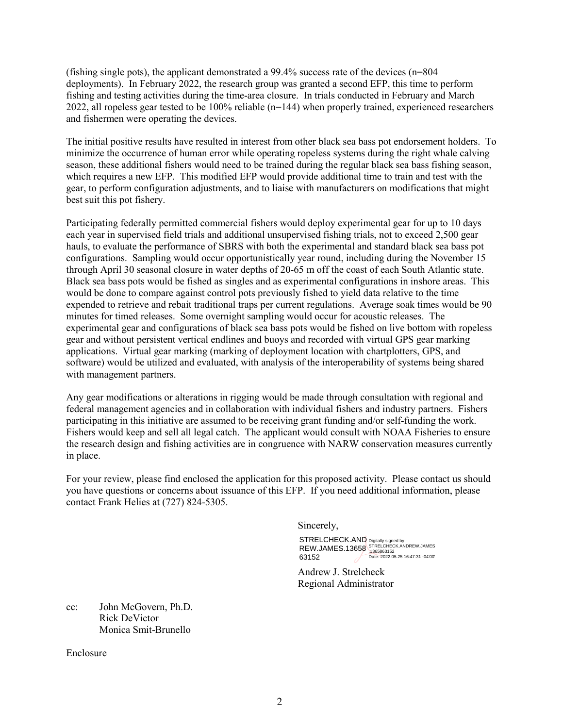(fishing single pots), the applicant demonstrated a 99.4% success rate of the devices (n=804 deployments). In February 2022, the research group was granted a second EFP, this time to perform fishing and testing activities during the time-area closure. In trials conducted in February and March 2022, all ropeless gear tested to be 100% reliable (n=144) when properly trained, experienced researchers and fishermen were operating the devices.

The initial positive results have resulted in interest from other black sea bass pot endorsement holders. To minimize the occurrence of human error while operating ropeless systems during the right whale calving season, these additional fishers would need to be trained during the regular black sea bass fishing season, which requires a new EFP. This modified EFP would provide additional time to train and test with the gear, to perform configuration adjustments, and to liaise with manufacturers on modifications that might best suit this pot fishery.

Participating federally permitted commercial fishers would deploy experimental gear for up to 10 days each year in supervised field trials and additional unsupervised fishing trials, not to exceed 2,500 gear hauls, to evaluate the performance of SBRS with both the experimental and standard black sea bass pot configurations. Sampling would occur opportunistically year round, including during the November 15 through April 30 seasonal closure in water depths of 20-65 m off the coast of each South Atlantic state. Black sea bass pots would be fished as singles and as experimental configurations in inshore areas. This would be done to compare against control pots previously fished to yield data relative to the time expended to retrieve and rebait traditional traps per current regulations. Average soak times would be 90 minutes for timed releases. Some overnight sampling would occur for acoustic releases. The experimental gear and configurations of black sea bass pots would be fished on live bottom with ropeless gear and without persistent vertical endlines and buoys and recorded with virtual GPS gear marking applications. Virtual gear marking (marking of deployment location with chartplotters, GPS, and software) would be utilized and evaluated, with analysis of the interoperability of systems being shared with management partners.

Any gear modifications or alterations in rigging would be made through consultation with regional and federal management agencies and in collaboration with individual fishers and industry partners. Fishers participating in this initiative are assumed to be receiving grant funding and/or self-funding the work. Fishers would keep and sell all legal catch. The applicant would consult with NOAA Fisheries to ensure the research design and fishing activities are in congruence with NARW conservation measures currently in place.

For your review, please find enclosed the application for this proposed activity. Please contact us should you have questions or concerns about issuance of this EFP. If you need additional information, please contact Frank Helies at (727) 824-5305.

Sincerely,

STRELCHECK.ANDREW.JAMES.1365863152
Digitally signed by STRELCHECK.ANDREW.JAMES.1365863152
Date: 2022.05.25 16:47:31 -04'00'

Andrew J. Strelcheck
Regional Administrator

cc: John McGovern, Ph.D.
Rick DeVictor
Monica Smit-Brunello

Enclosure